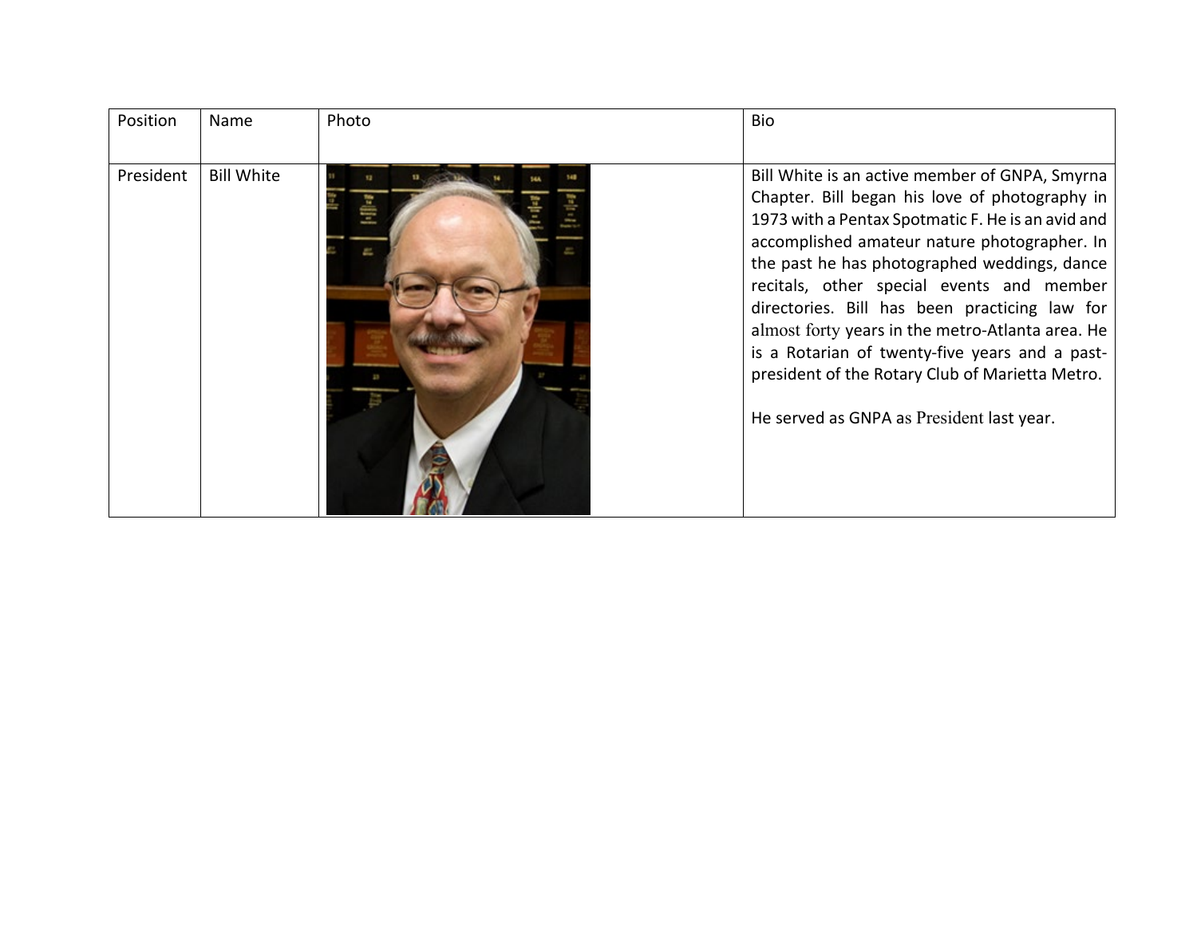| Position | Name | Photo | Bio |
| --- | --- | --- | --- |
| President | Bill White | | Bill White is an active member of GNPA, Smyrna Chapter. Bill began his love of photography in 1973 with a Pentax Spotmatic F. He is an avid and accomplished amateur nature photographer. In the past he has photographed weddings, dance recitals, other special events and member directories. Bill has been practicing law for almost forty years in the metro-Atlanta area. He is a Rotarian of twenty-five years and a past-president of the Rotary Club of Marietta Metro.<br><br>He served as GNPA as President last year. |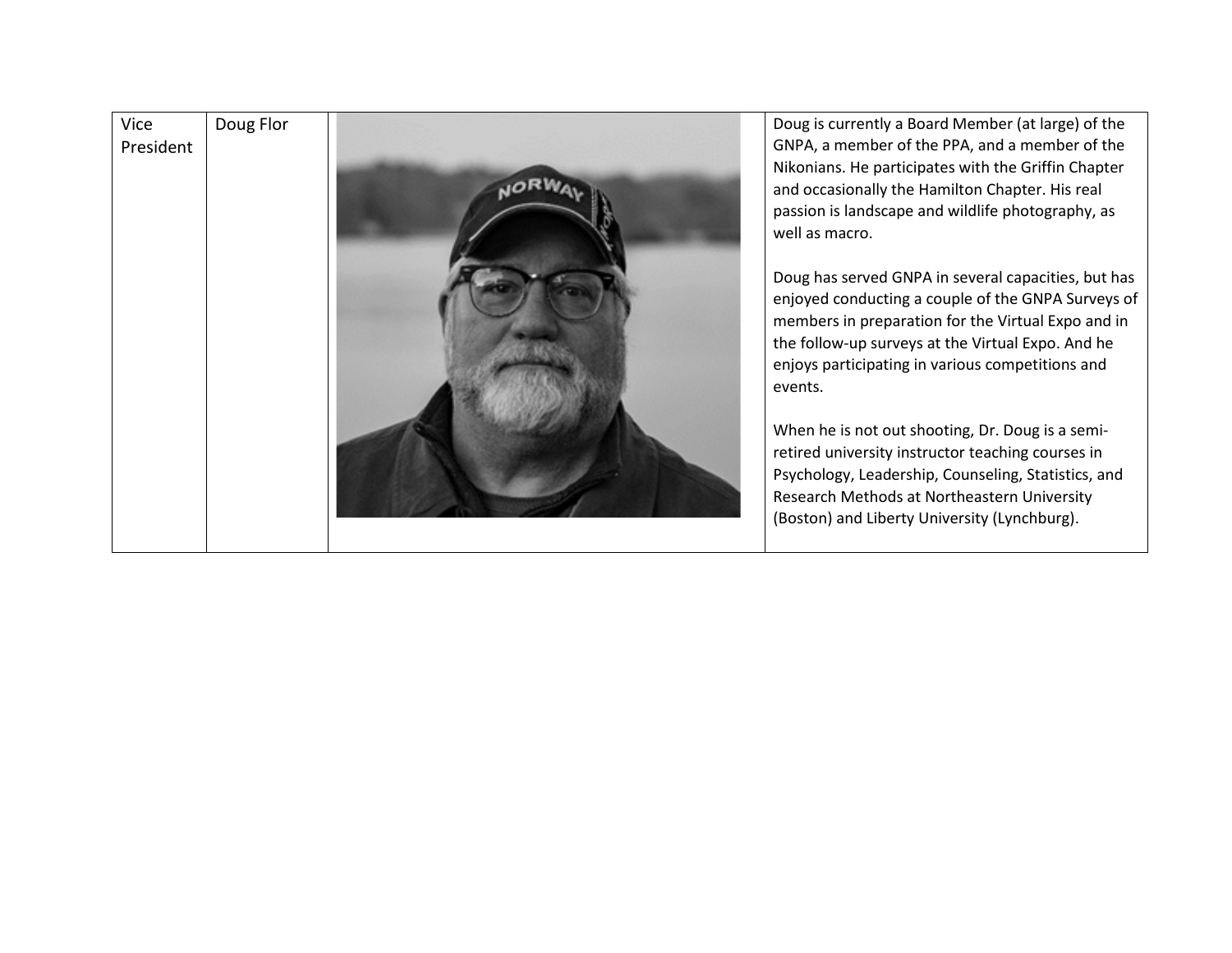| | | | |
|---|---|---|---|
| Vice President | Doug Flor | | Doug is currently a Board Member (at large) of the GNPA, a member of the PPA, and a member of the Nikonians. He participates with the Griffin Chapter and occasionally the Hamilton Chapter. His real passion is landscape and wildlife photography, as well as macro.<br><br>Doug has served GNPA in several capacities, but has enjoyed conducting a couple of the GNPA Surveys of members in preparation for the Virtual Expo and in the follow-up surveys at the Virtual Expo. And he enjoys participating in various competitions and events.<br><br>When he is not out shooting, Dr. Doug is a semi-retired university instructor teaching courses in Psychology, Leadership, Counseling, Statistics, and Research Methods at Northeastern University (Boston) and Liberty University (Lynchburg). |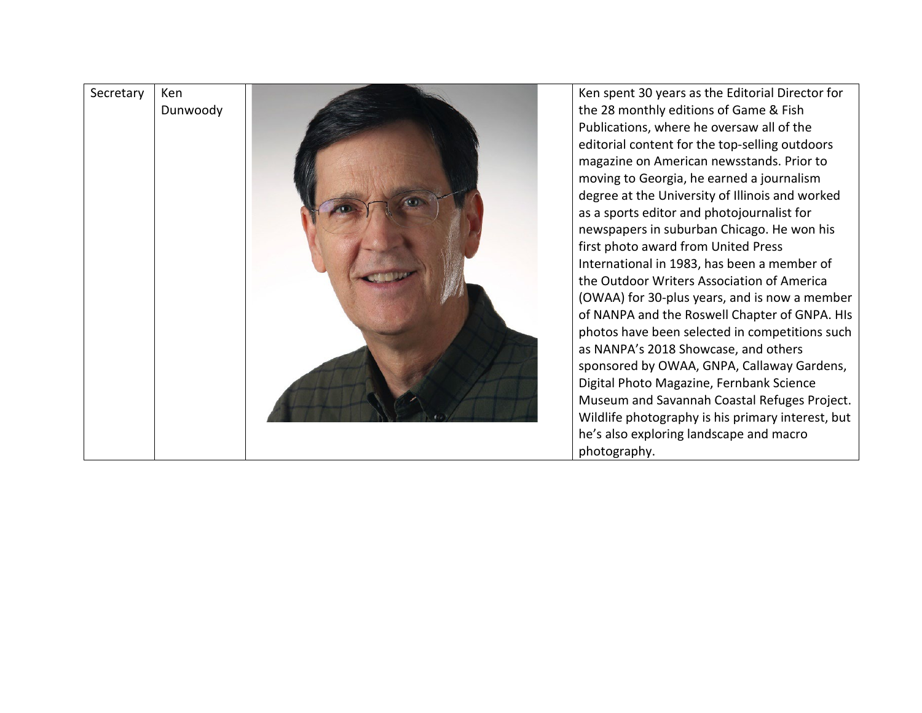| Secretary | Ken Dunwoody | | Ken spent 30 years as the Editorial Director for the 28 monthly editions of Game & Fish Publications, where he oversaw all of the editorial content for the top-selling outdoors magazine on American newsstands. Prior to moving to Georgia, he earned a journalism degree at the University of Illinois and worked as a sports editor and photojournalist for newspapers in suburban Chicago. He won his first photo award from United Press International in 1983, has been a member of the Outdoor Writers Association of America (OWAA) for 30-plus years, and is now a member of NANPA and the Roswell Chapter of GNPA. HIs photos have been selected in competitions such as NANPA's 2018 Showcase, and others sponsored by OWAA, GNPA, Callaway Gardens, Digital Photo Magazine, Fernbank Science Museum and Savannah Coastal Refuges Project. Wildlife photography is his primary interest, but he's also exploring landscape and macro photography. |
|---|---|---|---|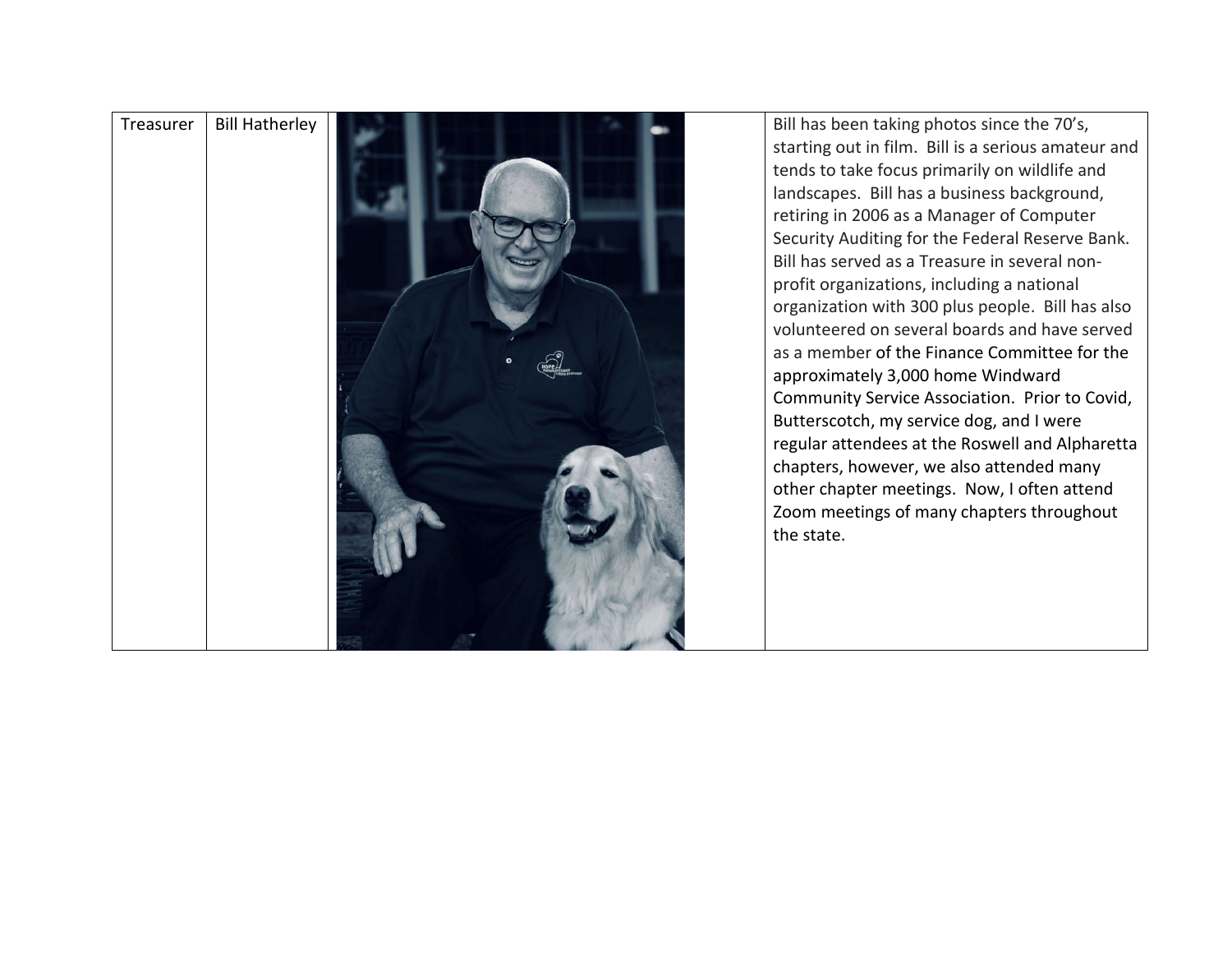| Treasurer | Bill Hatherley | | Bill has been taking photos since the 70's, starting out in film. Bill is a serious amateur and tends to take focus primarily on wildlife and landscapes. Bill has a business background, retiring in 2006 as a Manager of Computer Security Auditing for the Federal Reserve Bank. Bill has served as a Treasure in several non-profit organizations, including a national organization with 300 plus people. Bill has also volunteered on several boards and have served as a member of the Finance Committee for the approximately 3,000 home Windward Community Service Association. Prior to Covid, Butterscotch, my service dog, and I were regular attendees at the Roswell and Alpharetta chapters, however, we also attended many other chapter meetings. Now, I often attend Zoom meetings of many chapters throughout the state. |
|---|---|---|---|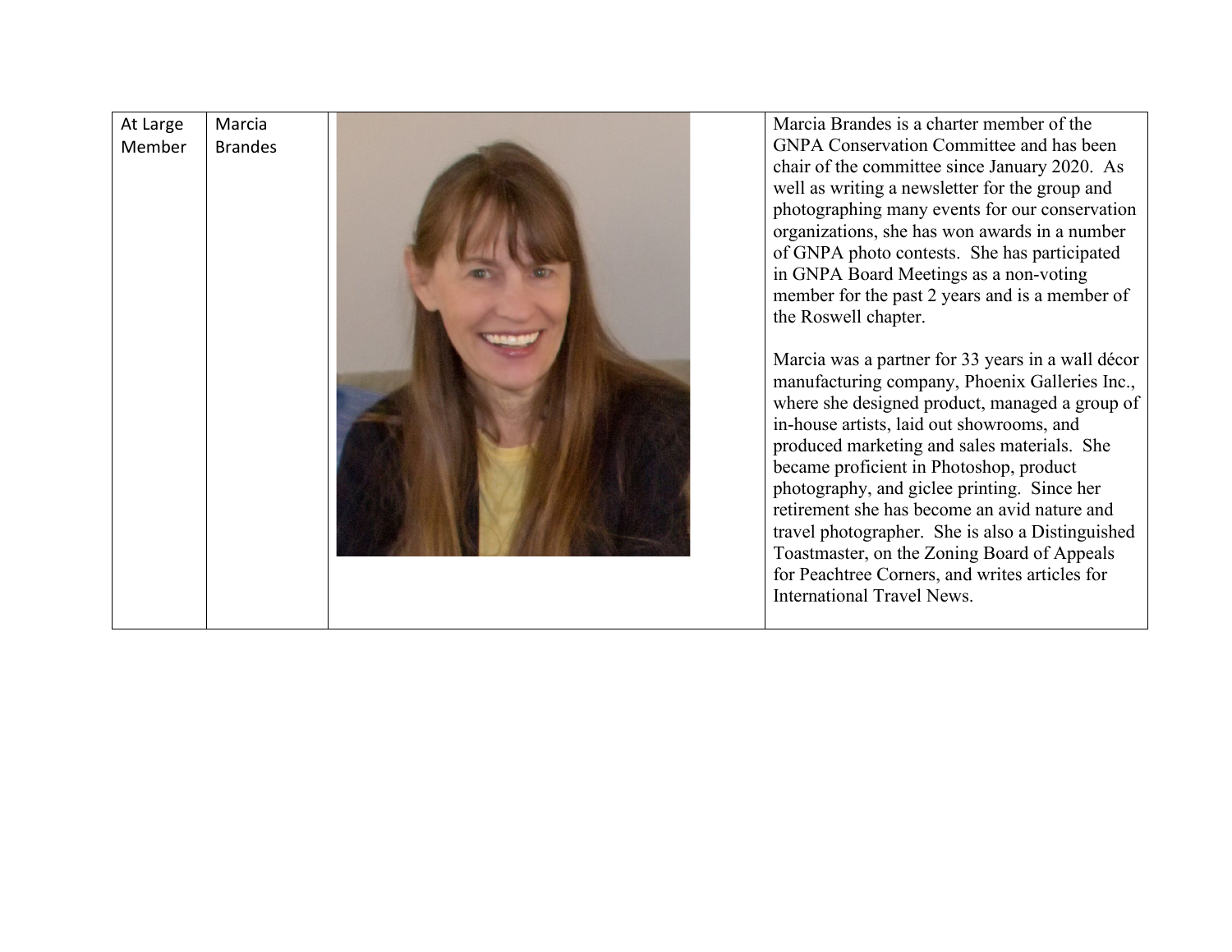| At Large Member | Marcia Brandes | | Marcia Brandes is a charter member of the GNPA Conservation Committee and has been chair of the committee since January 2020. As well as writing a newsletter for the group and photographing many events for our conservation organizations, she has won awards in a number of GNPA photo contests. She has participated in GNPA Board Meetings as a non-voting member for the past 2 years and is a member of the Roswell chapter.<br><br>Marcia was a partner for 33 years in a wall décor manufacturing company, Phoenix Galleries Inc., where she designed product, managed a group of in-house artists, laid out showrooms, and produced marketing and sales materials. She became proficient in Photoshop, product photography, and giclee printing. Since her retirement she has become an avid nature and travel photographer. She is also a Distinguished Toastmaster, on the Zoning Board of Appeals for Peachtree Corners, and writes articles for International Travel News. |
|---|---|---|---|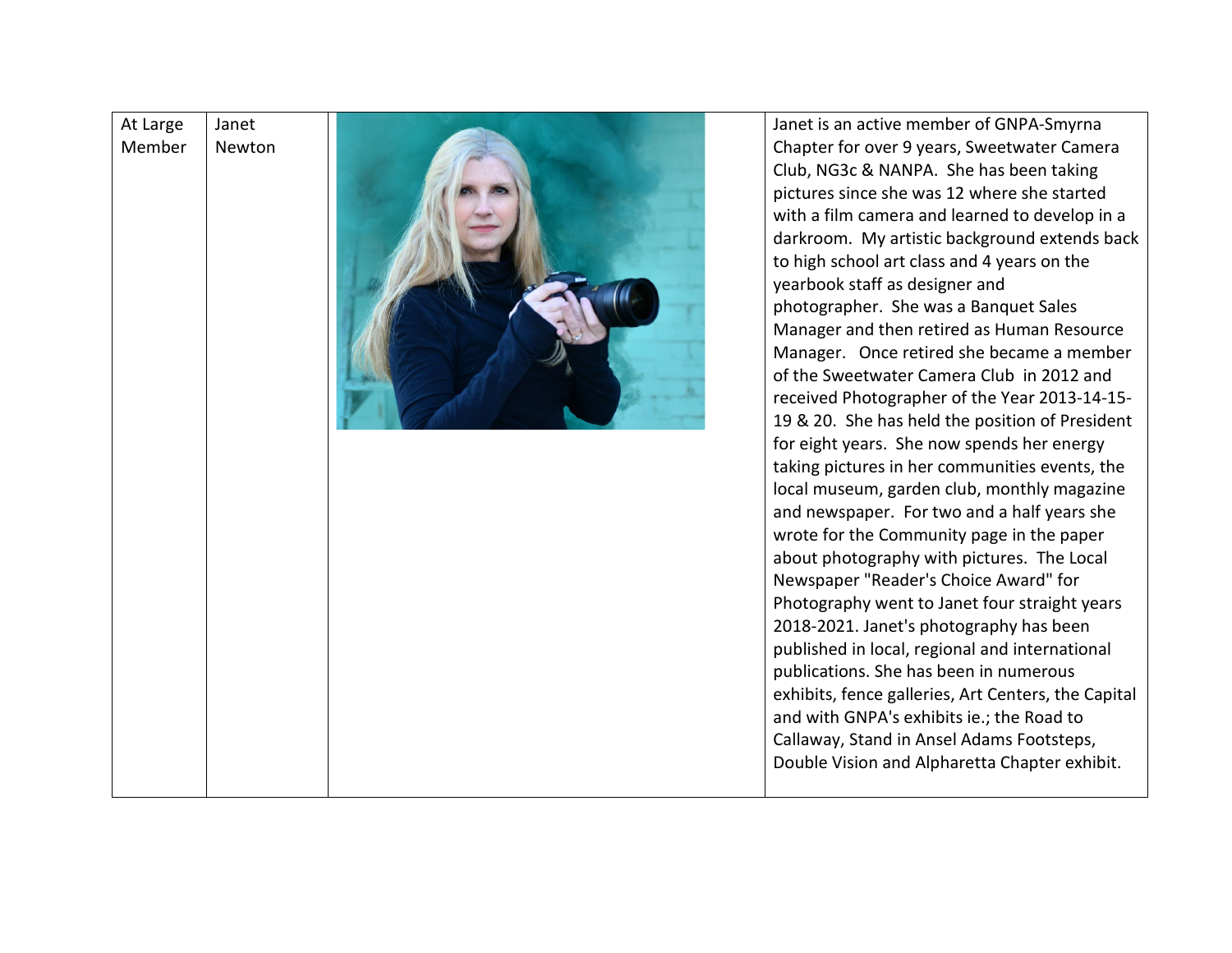| At Large Member | Janet Newton | | Janet is an active member of GNPA-Smyrna Chapter for over 9 years, Sweetwater Camera Club, NG3c & NANPA. She has been taking pictures since she was 12 where she started with a film camera and learned to develop in a darkroom. My artistic background extends back to high school art class and 4 years on the yearbook staff as designer and photographer. She was a Banquet Sales Manager and then retired as Human Resource Manager. Once retired she became a member of the Sweetwater Camera Club in 2012 and received Photographer of the Year 2013-14-15-19 & 20. She has held the position of President for eight years. She now spends her energy taking pictures in her communities events, the local museum, garden club, monthly magazine and newspaper. For two and a half years she wrote for the Community page in the paper about photography with pictures. The Local Newspaper "Reader's Choice Award" for Photography went to Janet four straight years 2018-2021. Janet's photography has been published in local, regional and international publications. She has been in numerous exhibits, fence galleries, Art Centers, the Capital and with GNPA's exhibits ie.; the Road to Callaway, Stand in Ansel Adams Footsteps, Double Vision and Alpharetta Chapter exhibit. |
|---|---|---|---|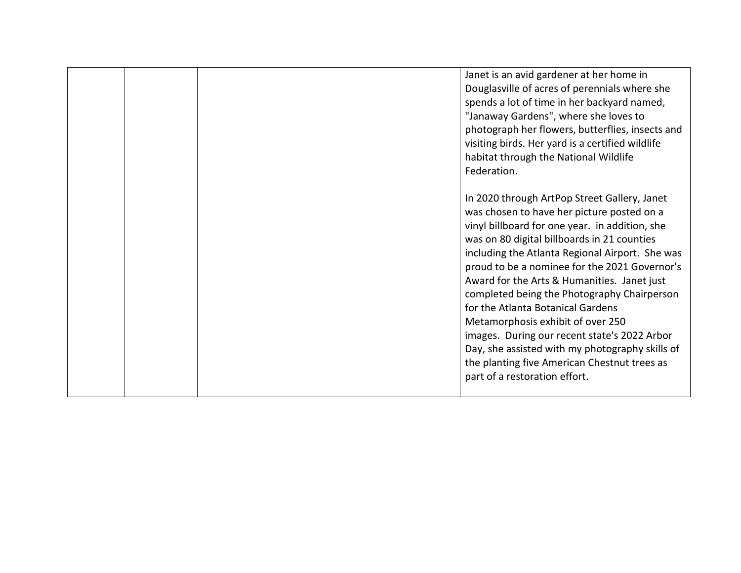|  |  |  | Janet is an avid gardener at her home in Douglasville of acres of perennials where she spends a lot of time in her backyard named, "Janaway Gardens", where she loves to photograph her flowers, butterflies, insects and visiting birds. Her yard is a certified wildlife habitat through the National Wildlife Federation.<br><br>In 2020 through ArtPop Street Gallery, Janet was chosen to have her picture posted on a vinyl billboard for one year. in addition, she was on 80 digital billboards in 21 counties including the Atlanta Regional Airport. She was proud to be a nominee for the 2021 Governor's Award for the Arts & Humanities. Janet just completed being the Photography Chairperson for the Atlanta Botanical Gardens Metamorphosis exhibit of over 250 images. During our recent state's 2022 Arbor Day, she assisted with my photography skills of the planting five American Chestnut trees as part of a restoration effort. |
|---|---|---|---|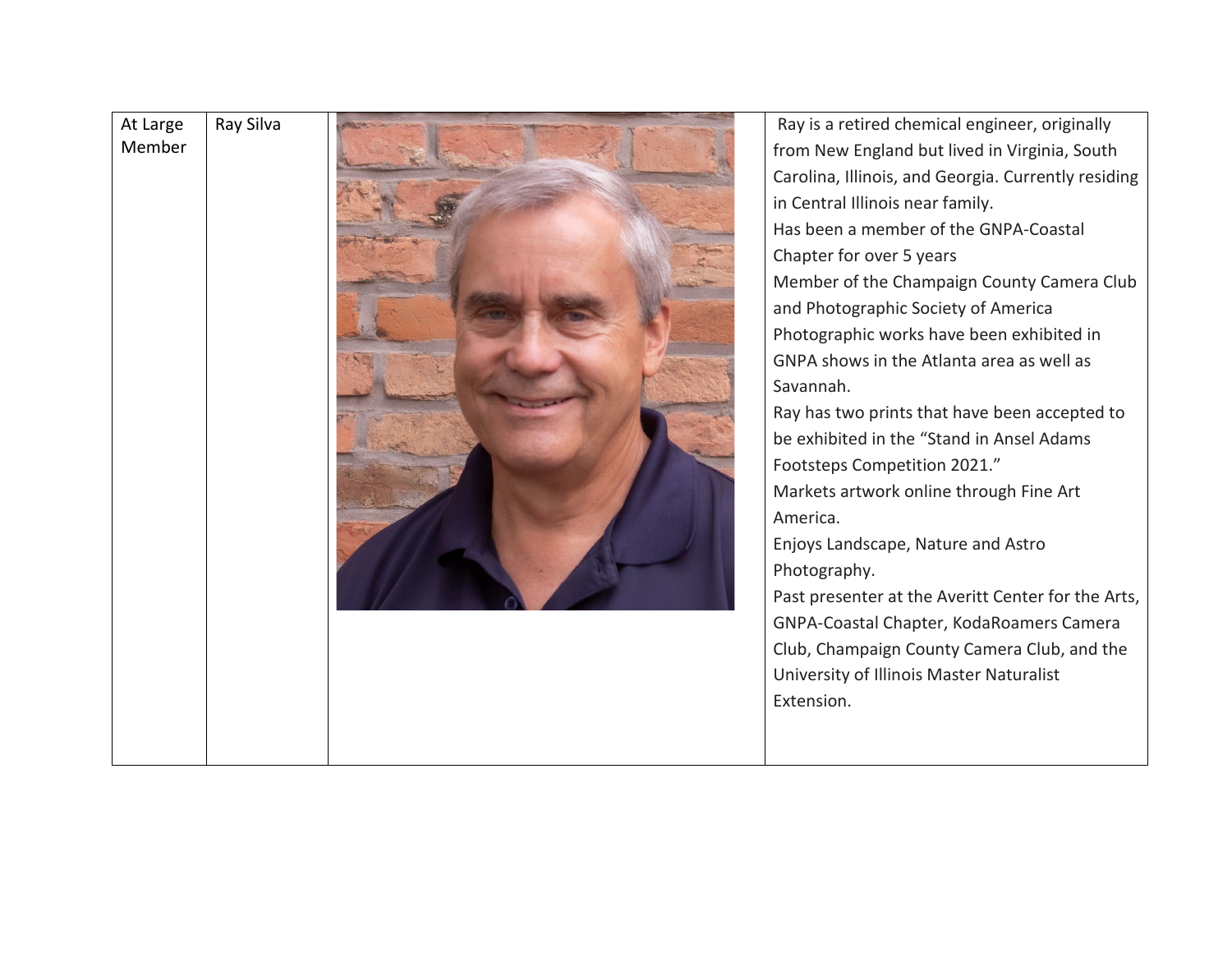| At Large Member | Ray Silva | | Ray is a retired chemical engineer, originally from New England but lived in Virginia, South Carolina, Illinois, and Georgia. Currently residing in Central Illinois near family.<br>Has been a member of the GNPA-Coastal Chapter for over 5 years<br>Member of the Champaign County Camera Club and Photographic Society of America<br>Photographic works have been exhibited in GNPA shows in the Atlanta area as well as Savannah.<br>Ray has two prints that have been accepted to be exhibited in the "Stand in Ansel Adams Footsteps Competition 2021."<br>Markets artwork online through Fine Art America.<br>Enjoys Landscape, Nature and Astro Photography.<br>Past presenter at the Averitt Center for the Arts, GNPA-Coastal Chapter, KodaRoamers Camera Club, Champaign County Camera Club, and the University of Illinois Master Naturalist Extension. |
|---|---|---|---|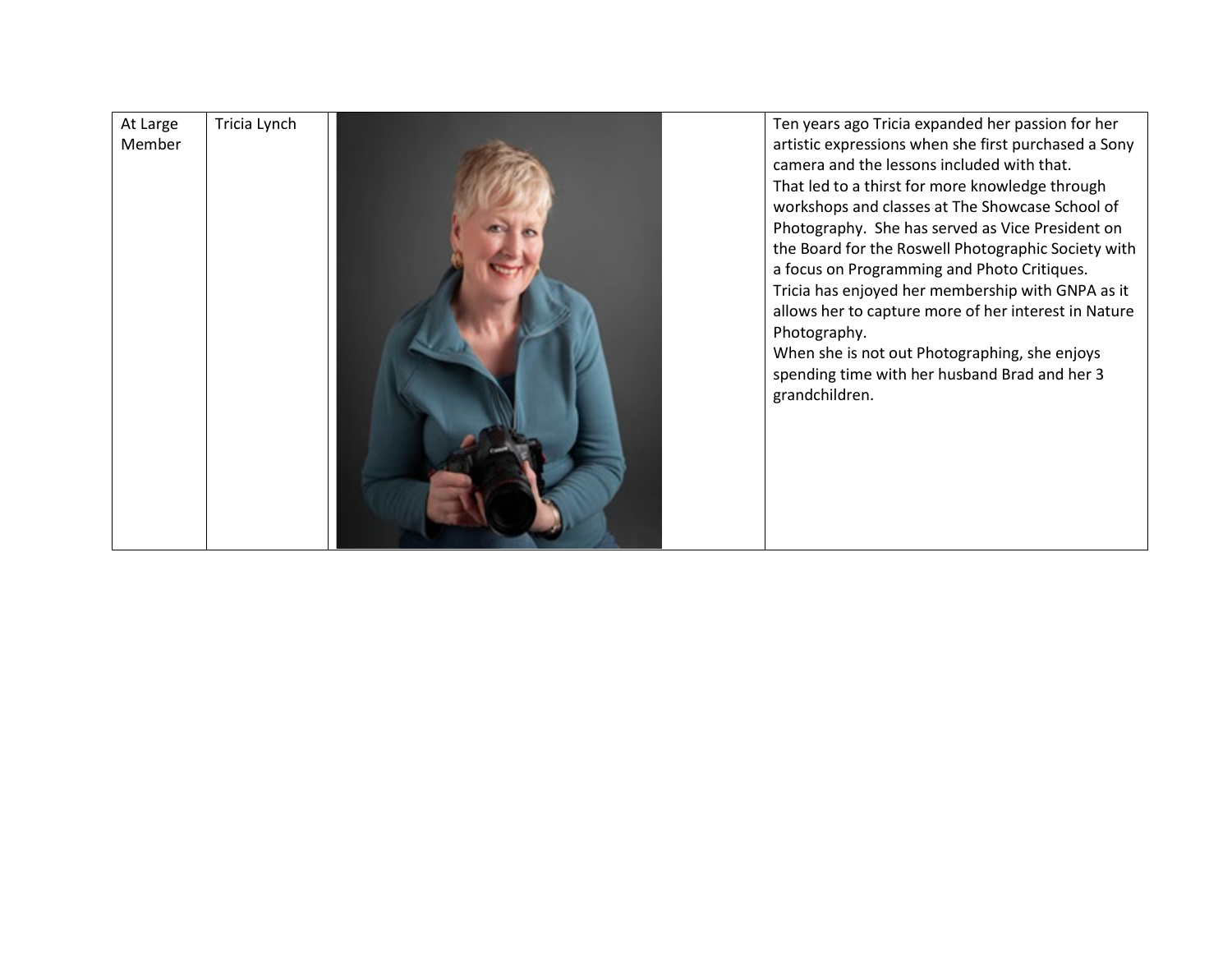| | | | |
|---|---|---|---|
| At Large Member | Tricia Lynch | | Ten years ago Tricia expanded her passion for her artistic expressions when she first purchased a Sony camera and the lessons included with that.<br>That led to a thirst for more knowledge through workshops and classes at The Showcase School of Photography. She has served as Vice President on the Board for the Roswell Photographic Society with a focus on Programming and Photo Critiques.<br>Tricia has enjoyed her membership with GNPA as it allows her to capture more of her interest in Nature Photography.<br>When she is not out Photographing, she enjoys spending time with her husband Brad and her 3 grandchildren. |